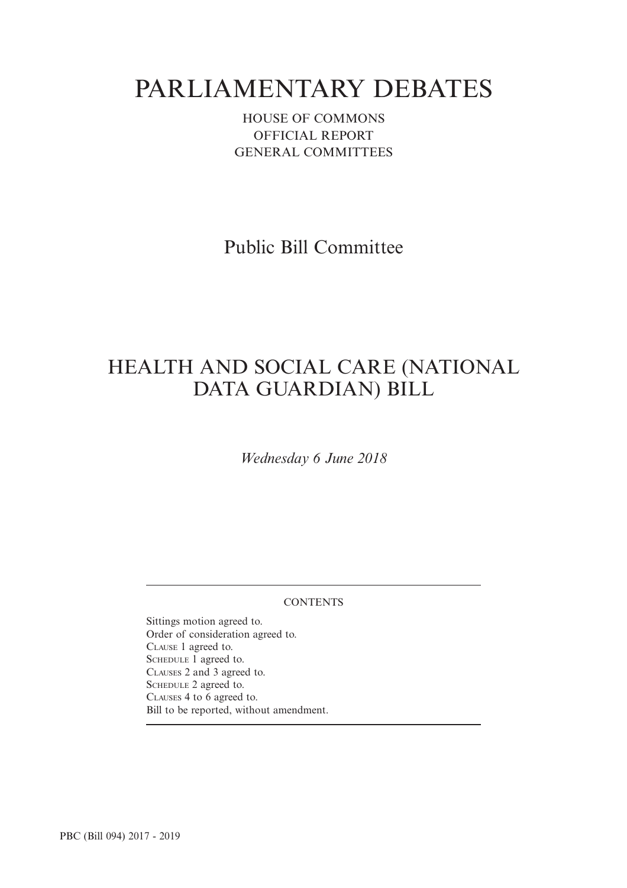# PARLIAMENTARY DEBATES

HOUSE OF COMMONS
OFFICIAL REPORT
GENERAL COMMITTEES

## Public Bill Committee

## HEALTH AND SOCIAL CARE (NATIONAL DATA GUARDIAN) BILL

*Wednesday 6 June 2018*

CONTENTS

Sittings motion agreed to.
Order of consideration agreed to.
Clause 1 agreed to.
Schedule 1 agreed to.
Clauses 2 and 3 agreed to.
Schedule 2 agreed to.
Clauses 4 to 6 agreed to.
Bill to be reported, without amendment.

PBC (Bill 094) 2017 - 2019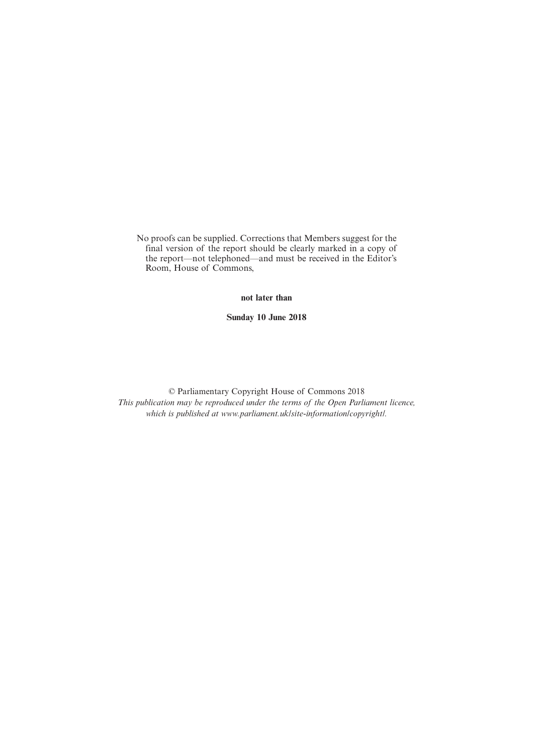No proofs can be supplied. Corrections that Members suggest for the final version of the report should be clearly marked in a copy of the report—not telephoned—and must be received in the Editor's Room, House of Commons,

**not later than**

**Sunday 10 June 2018**

© Parliamentary Copyright House of Commons 2018

*This publication may be reproduced under the terms of the Open Parliament licence, which is published at www.parliament.uk/site-information/copyright/.*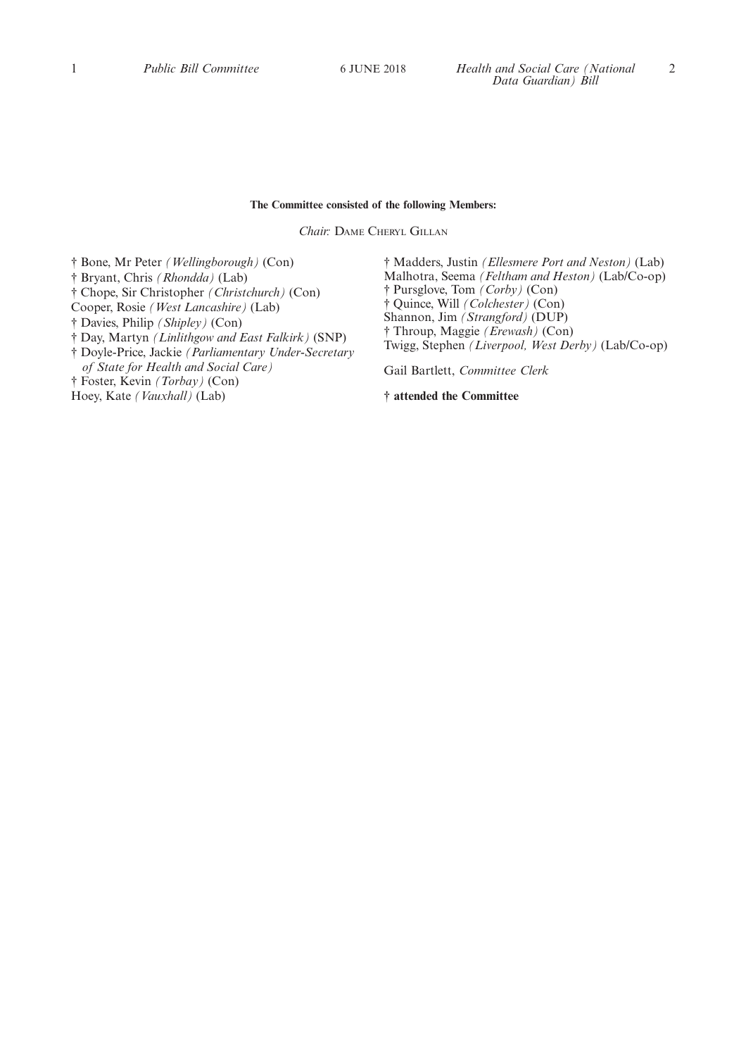**The Committee consisted of the following Members:**

*Chair:* Dame Cheryl Gillan

† Bone, Mr Peter *(Wellingborough)* (Con)
† Bryant, Chris *(Rhondda)* (Lab)
† Chope, Sir Christopher *(Christchurch)* (Con)
Cooper, Rosie *(West Lancashire)* (Lab)
† Davies, Philip *(Shipley)* (Con)
† Day, Martyn *(Linlithgow and East Falkirk)* (SNP)
† Doyle-Price, Jackie *(Parliamentary Under-Secretary of State for Health and Social Care)*
† Foster, Kevin *(Torbay)* (Con)
Hoey, Kate *(Vauxhall)* (Lab)
† Madders, Justin *(Ellesmere Port and Neston)* (Lab)
Malhotra, Seema *(Feltham and Heston)* (Lab/Co-op)
† Pursglove, Tom *(Corby)* (Con)
† Quince, Will *(Colchester)* (Con)
Shannon, Jim *(Strangford)* (DUP)
† Throup, Maggie *(Erewash)* (Con)
Twigg, Stephen *(Liverpool, West Derby)* (Lab/Co-op)

Gail Bartlett, *Committee Clerk*

**† attended the Committee**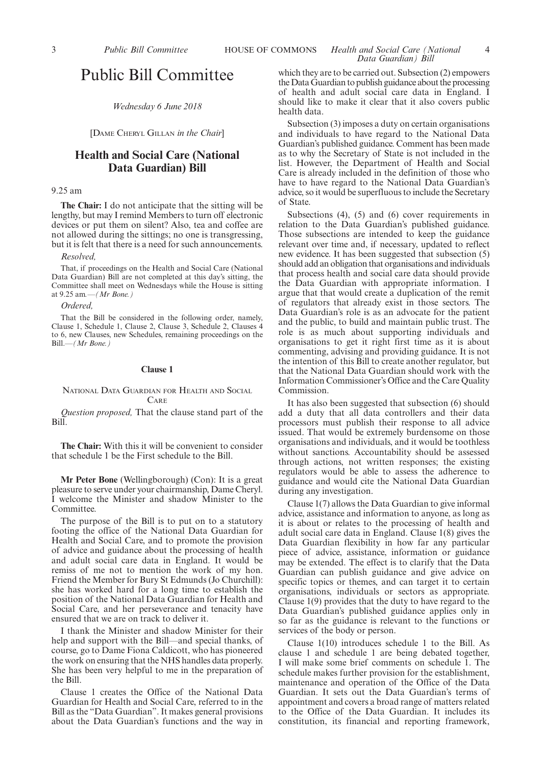# Public Bill Committee

*Wednesday 6 June 2018*

[Dame Cheryl Gillan *in the Chair*]

## Health and Social Care (National Data Guardian) Bill

9.25 am

**The Chair:** I do not anticipate that the sitting will be lengthy, but may I remind Members to turn off electronic devices or put them on silent? Also, tea and coffee are not allowed during the sittings; no one is transgressing, but it is felt that there is a need for such announcements.

*Resolved,*

That, if proceedings on the Health and Social Care (National Data Guardian) Bill are not completed at this day's sitting, the Committee shall meet on Wednesdays while the House is sitting at 9.25 am.—*(Mr Bone.)*

*Ordered,*

That the Bill be considered in the following order, namely, Clause 1, Schedule 1, Clause 2, Clause 3, Schedule 2, Clauses 4 to 6, new Clauses, new Schedules, remaining proceedings on the Bill.—*(Mr Bone.)*

### Clause 1

National Data Guardian for Health and Social Care

*Question proposed,* That the clause stand part of the Bill.

**The Chair:** With this it will be convenient to consider that schedule 1 be the First schedule to the Bill.

**Mr Peter Bone** (Wellingborough) (Con): It is a great pleasure to serve under your chairmanship, Dame Cheryl. I welcome the Minister and shadow Minister to the Committee.

The purpose of the Bill is to put on to a statutory footing the office of the National Data Guardian for Health and Social Care, and to promote the provision of advice and guidance about the processing of health and adult social care data in England. It would be remiss of me not to mention the work of my hon. Friend the Member for Bury St Edmunds (Jo Churchill): she has worked hard for a long time to establish the position of the National Data Guardian for Health and Social Care, and her perseverance and tenacity have ensured that we are on track to deliver it.

I thank the Minister and shadow Minister for their help and support with the Bill—and special thanks, of course, go to Dame Fiona Caldicott, who has pioneered the work on ensuring that the NHS handles data properly. She has been very helpful to me in the preparation of the Bill.

Clause 1 creates the Office of the National Data Guardian for Health and Social Care, referred to in the Bill as the "Data Guardian". It makes general provisions about the Data Guardian's functions and the way in which they are to be carried out. Subsection (2) empowers the Data Guardian to publish guidance about the processing of health and adult social care data in England. I should like to make it clear that it also covers public health data.

Subsection (3) imposes a duty on certain organisations and individuals to have regard to the National Data Guardian's published guidance. Comment has been made as to why the Secretary of State is not included in the list. However, the Department of Health and Social Care is already included in the definition of those who have to have regard to the National Data Guardian's advice, so it would be superfluous to include the Secretary of State.

Subsections (4), (5) and (6) cover requirements in relation to the Data Guardian's published guidance. Those subsections are intended to keep the guidance relevant over time and, if necessary, updated to reflect new evidence. It has been suggested that subsection (5) should add an obligation that organisations and individuals that process health and social care data should provide the Data Guardian with appropriate information. I argue that that would create a duplication of the remit of regulators that already exist in those sectors. The Data Guardian's role is as an advocate for the patient and the public, to build and maintain public trust. The role is as much about supporting individuals and organisations to get it right first time as it is about commenting, advising and providing guidance. It is not the intention of this Bill to create another regulator, but that the National Data Guardian should work with the Information Commissioner's Office and the Care Quality Commission.

It has also been suggested that subsection (6) should add a duty that all data controllers and their data processors must publish their response to all advice issued. That would be extremely burdensome on those organisations and individuals, and it would be toothless without sanctions. Accountability should be assessed through actions, not written responses; the existing regulators would be able to assess the adherence to guidance and would cite the National Data Guardian during any investigation.

Clause 1(7) allows the Data Guardian to give informal advice, assistance and information to anyone, as long as it is about or relates to the processing of health and adult social care data in England. Clause 1(8) gives the Data Guardian flexibility in how far any particular piece of advice, assistance, information or guidance may be extended. The effect is to clarify that the Data Guardian can publish guidance and give advice on specific topics or themes, and can target it to certain organisations, individuals or sectors as appropriate. Clause 1(9) provides that the duty to have regard to the Data Guardian's published guidance applies only in so far as the guidance is relevant to the functions or services of the body or person.

Clause 1(10) introduces schedule 1 to the Bill. As clause 1 and schedule 1 are being debated together, I will make some brief comments on schedule 1. The schedule makes further provision for the establishment, maintenance and operation of the Office of the Data Guardian. It sets out the Data Guardian's terms of appointment and covers a broad range of matters related to the Office of the Data Guardian. It includes its constitution, its financial and reporting framework,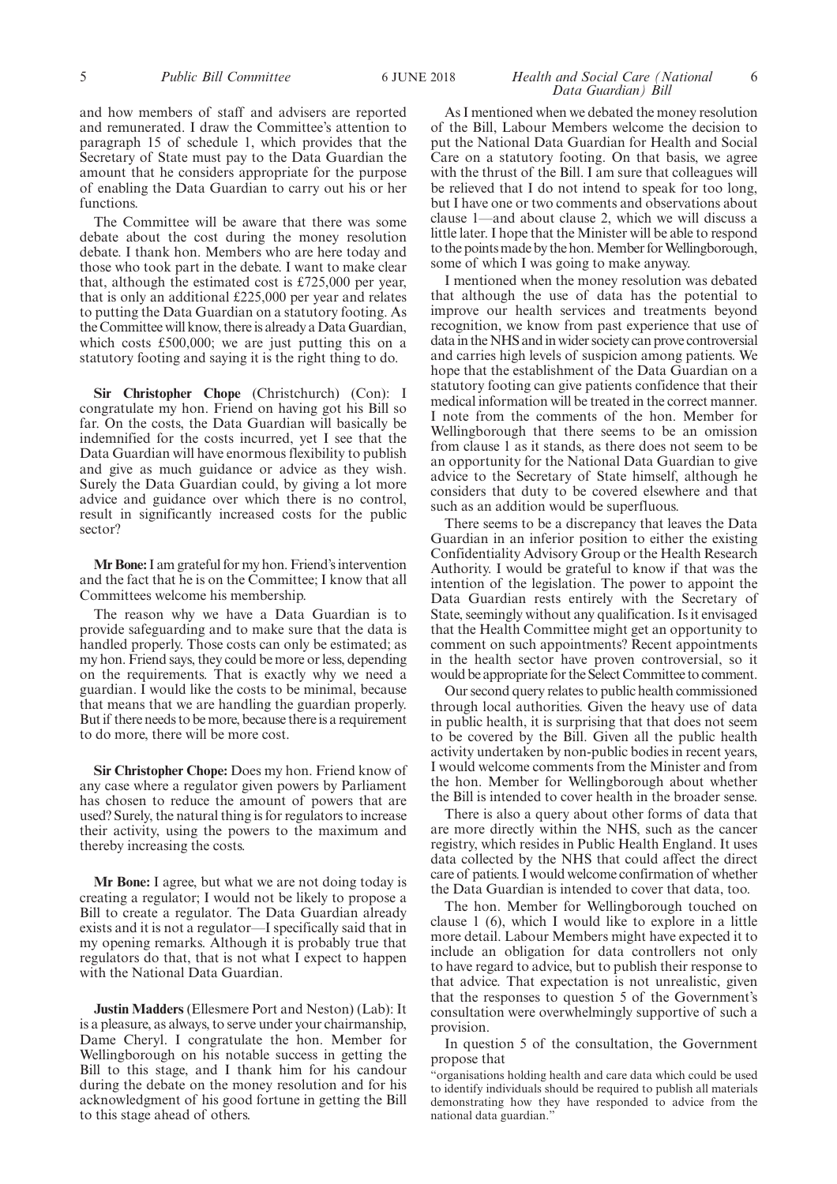and how members of staff and advisers are reported and remunerated. I draw the Committee's attention to paragraph 15 of schedule 1, which provides that the Secretary of State must pay to the Data Guardian the amount that he considers appropriate for the purpose of enabling the Data Guardian to carry out his or her functions.

The Committee will be aware that there was some debate about the cost during the money resolution debate. I thank hon. Members who are here today and those who took part in the debate. I want to make clear that, although the estimated cost is £725,000 per year, that is only an additional £225,000 per year and relates to putting the Data Guardian on a statutory footing. As the Committee will know, there is already a Data Guardian, which costs £500,000; we are just putting this on a statutory footing and saying it is the right thing to do.

**Sir Christopher Chope** (Christchurch) (Con): I congratulate my hon. Friend on having got his Bill so far. On the costs, the Data Guardian will basically be indemnified for the costs incurred, yet I see that the Data Guardian will have enormous flexibility to publish and give as much guidance or advice as they wish. Surely the Data Guardian could, by giving a lot more advice and guidance over which there is no control, result in significantly increased costs for the public sector?

**Mr Bone:** I am grateful for my hon. Friend's intervention and the fact that he is on the Committee; I know that all Committees welcome his membership.

The reason why we have a Data Guardian is to provide safeguarding and to make sure that the data is handled properly. Those costs can only be estimated; as my hon. Friend says, they could be more or less, depending on the requirements. That is exactly why we need a guardian. I would like the costs to be minimal, because that means that we are handling the guardian properly. But if there needs to be more, because there is a requirement to do more, there will be more cost.

**Sir Christopher Chope:** Does my hon. Friend know of any case where a regulator given powers by Parliament has chosen to reduce the amount of powers that are used? Surely, the natural thing is for regulators to increase their activity, using the powers to the maximum and thereby increasing the costs.

**Mr Bone:** I agree, but what we are not doing today is creating a regulator; I would not be likely to propose a Bill to create a regulator. The Data Guardian already exists and it is not a regulator—I specifically said that in my opening remarks. Although it is probably true that regulators do that, that is not what I expect to happen with the National Data Guardian.

**Justin Madders** (Ellesmere Port and Neston) (Lab): It is a pleasure, as always, to serve under your chairmanship, Dame Cheryl. I congratulate the hon. Member for Wellingborough on his notable success in getting the Bill to this stage, and I thank him for his candour during the debate on the money resolution and for his acknowledgment of his good fortune in getting the Bill to this stage ahead of others.

As I mentioned when we debated the money resolution of the Bill, Labour Members welcome the decision to put the National Data Guardian for Health and Social Care on a statutory footing. On that basis, we agree with the thrust of the Bill. I am sure that colleagues will be relieved that I do not intend to speak for too long, but I have one or two comments and observations about clause 1—and about clause 2, which we will discuss a little later. I hope that the Minister will be able to respond to the points made by the hon. Member for Wellingborough, some of which I was going to make anyway.

I mentioned when the money resolution was debated that although the use of data has the potential to improve our health services and treatments beyond recognition, we know from past experience that use of data in the NHS and in wider society can prove controversial and carries high levels of suspicion among patients. We hope that the establishment of the Data Guardian on a statutory footing can give patients confidence that their medical information will be treated in the correct manner. I note from the comments of the hon. Member for Wellingborough that there seems to be an omission from clause 1 as it stands, as there does not seem to be an opportunity for the National Data Guardian to give advice to the Secretary of State himself, although he considers that duty to be covered elsewhere and that such as an addition would be superfluous.

There seems to be a discrepancy that leaves the Data Guardian in an inferior position to either the existing Confidentiality Advisory Group or the Health Research Authority. I would be grateful to know if that was the intention of the legislation. The power to appoint the Data Guardian rests entirely with the Secretary of State, seemingly without any qualification. Is it envisaged that the Health Committee might get an opportunity to comment on such appointments? Recent appointments in the health sector have proven controversial, so it would be appropriate for the Select Committee to comment.

Our second query relates to public health commissioned through local authorities. Given the heavy use of data in public health, it is surprising that that does not seem to be covered by the Bill. Given all the public health activity undertaken by non-public bodies in recent years, I would welcome comments from the Minister and from the hon. Member for Wellingborough about whether the Bill is intended to cover health in the broader sense.

There is also a query about other forms of data that are more directly within the NHS, such as the cancer registry, which resides in Public Health England. It uses data collected by the NHS that could affect the direct care of patients. I would welcome confirmation of whether the Data Guardian is intended to cover that data, too.

The hon. Member for Wellingborough touched on clause 1 (6), which I would like to explore in a little more detail. Labour Members might have expected it to include an obligation for data controllers not only to have regard to advice, but to publish their response to that advice. That expectation is not unrealistic, given that the responses to question 5 of the Government's consultation were overwhelmingly supportive of such a provision.

In question 5 of the consultation, the Government propose that

"organisations holding health and care data which could be used to identify individuals should be required to publish all materials demonstrating how they have responded to advice from the national data guardian."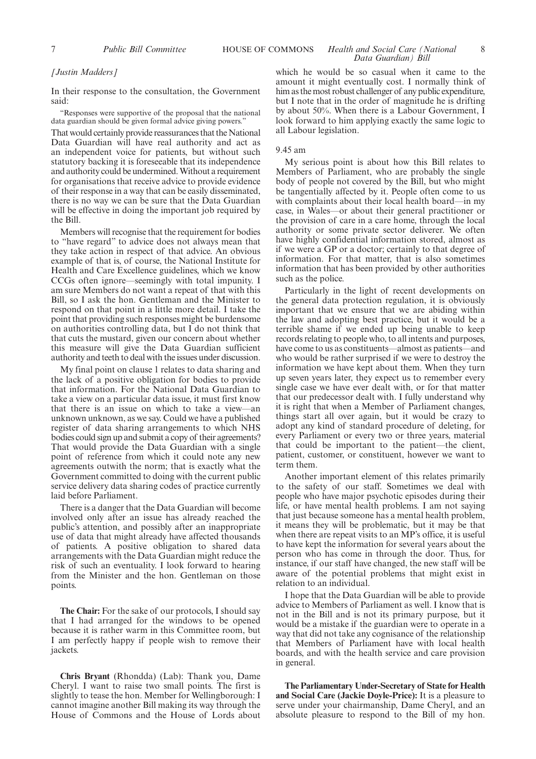*[Justin Madders]*

In their response to the consultation, the Government said:

"Responses were supportive of the proposal that the national data guardian should be given formal advice giving powers."

That would certainly provide reassurances that the National Data Guardian will have real authority and act as an independent voice for patients, but without such statutory backing it is foreseeable that its independence and authority could be undermined. Without a requirement for organisations that receive advice to provide evidence of their response in a way that can be easily disseminated, there is no way we can be sure that the Data Guardian will be effective in doing the important job required by the Bill.

Members will recognise that the requirement for bodies to "have regard" to advice does not always mean that they take action in respect of that advice. An obvious example of that is, of course, the National Institute for Health and Care Excellence guidelines, which we know CCGs often ignore—seemingly with total impunity. I am sure Members do not want a repeat of that with this Bill, so I ask the hon. Gentleman and the Minister to respond on that point in a little more detail. I take the point that providing such responses might be burdensome on authorities controlling data, but I do not think that that cuts the mustard, given our concern about whether this measure will give the Data Guardian sufficient authority and teeth to deal with the issues under discussion.

My final point on clause 1 relates to data sharing and the lack of a positive obligation for bodies to provide that information. For the National Data Guardian to take a view on a particular data issue, it must first know that there is an issue on which to take a view—an unknown unknown, as we say. Could we have a published register of data sharing arrangements to which NHS bodies could sign up and submit a copy of their agreements? That would provide the Data Guardian with a single point of reference from which it could note any new agreements outwith the norm; that is exactly what the Government committed to doing with the current public service delivery data sharing codes of practice currently laid before Parliament.

There is a danger that the Data Guardian will become involved only after an issue has already reached the public's attention, and possibly after an inappropriate use of data that might already have affected thousands of patients. A positive obligation to shared data arrangements with the Data Guardian might reduce the risk of such an eventuality. I look forward to hearing from the Minister and the hon. Gentleman on those points.

**The Chair:** For the sake of our protocols, I should say that I had arranged for the windows to be opened because it is rather warm in this Committee room, but I am perfectly happy if people wish to remove their jackets.

**Chris Bryant** (Rhondda) (Lab): Thank you, Dame Cheryl. I want to raise two small points. The first is slightly to tease the hon. Member for Wellingborough: I cannot imagine another Bill making its way through the House of Commons and the House of Lords about which he would be so casual when it came to the amount it might eventually cost. I normally think of him as the most robust challenger of any public expenditure, but I note that in the order of magnitude he is drifting by about 50%. When there is a Labour Government, I look forward to him applying exactly the same logic to all Labour legislation.

9.45 am

My serious point is about how this Bill relates to Members of Parliament, who are probably the single body of people not covered by the Bill, but who might be tangentially affected by it. People often come to us with complaints about their local health board—in my case, in Wales—or about their general practitioner or the provision of care in a care home, through the local authority or some private sector deliverer. We often have highly confidential information stored, almost as if we were a GP or a doctor; certainly to that degree of information. For that matter, that is also sometimes information that has been provided by other authorities such as the police.

Particularly in the light of recent developments on the general data protection regulation, it is obviously important that we ensure that we are abiding within the law and adopting best practice, but it would be a terrible shame if we ended up being unable to keep records relating to people who, to all intents and purposes, have come to us as constituents—almost as patients—and who would be rather surprised if we were to destroy the information we have kept about them. When they turn up seven years later, they expect us to remember every single case we have ever dealt with, or for that matter that our predecessor dealt with. I fully understand why it is right that when a Member of Parliament changes, things start all over again, but it would be crazy to adopt any kind of standard procedure of deleting, for every Parliament or every two or three years, material that could be important to the patient—the client, patient, customer, or constituent, however we want to term them.

Another important element of this relates primarily to the safety of our staff. Sometimes we deal with people who have major psychotic episodes during their life, or have mental health problems. I am not saying that just because someone has a mental health problem, it means they will be problematic, but it may be that when there are repeat visits to an MP's office, it is useful to have kept the information for several years about the person who has come in through the door. Thus, for instance, if our staff have changed, the new staff will be aware of the potential problems that might exist in relation to an individual.

I hope that the Data Guardian will be able to provide advice to Members of Parliament as well. I know that is not in the Bill and is not its primary purpose, but it would be a mistake if the guardian were to operate in a way that did not take any cognisance of the relationship that Members of Parliament have with local health boards, and with the health service and care provision in general.

**The Parliamentary Under-Secretary of State for Health and Social Care (Jackie Doyle-Price):** It is a pleasure to serve under your chairmanship, Dame Cheryl, and an absolute pleasure to respond to the Bill of my hon.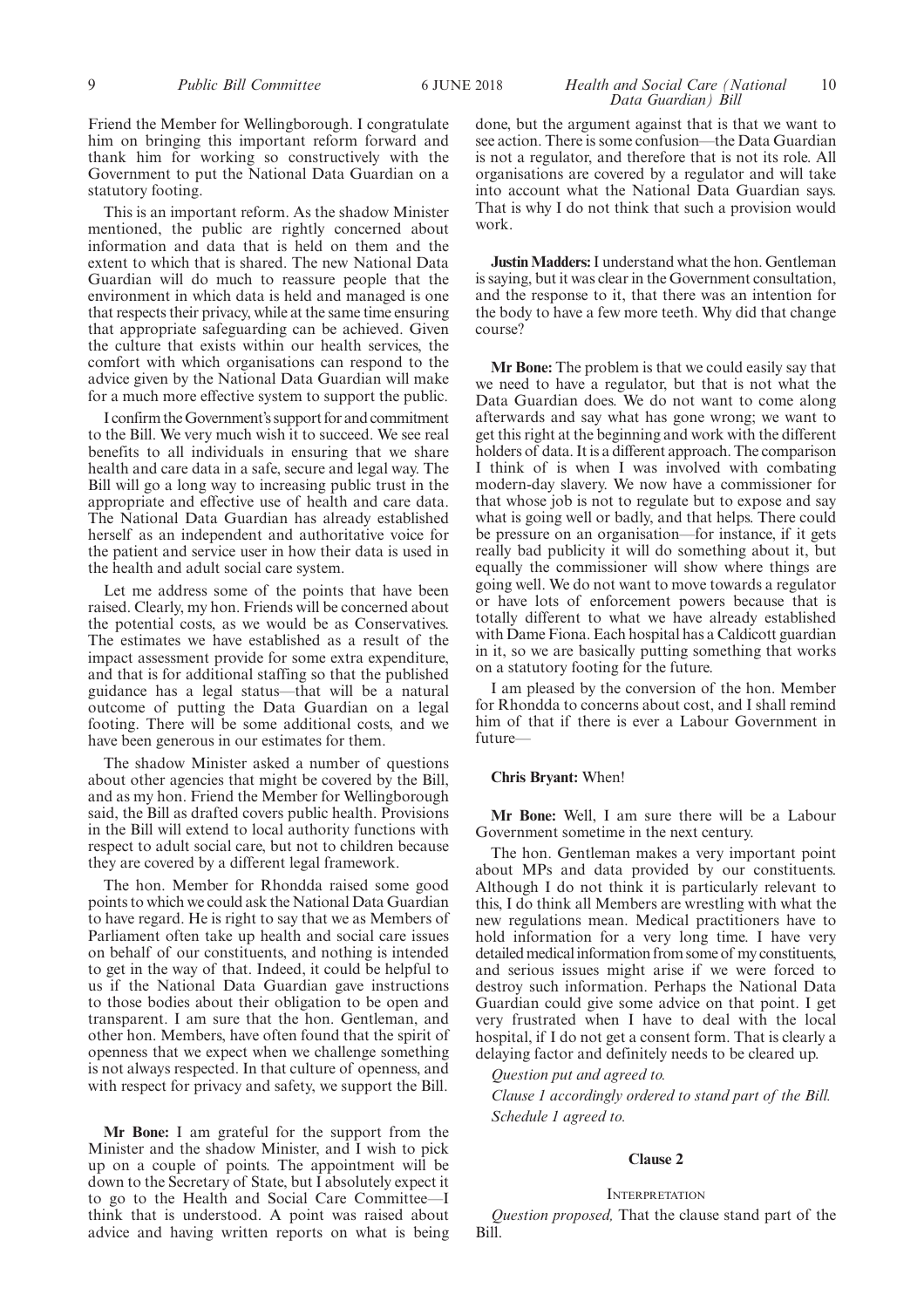Friend the Member for Wellingborough. I congratulate him on bringing this important reform forward and thank him for working so constructively with the Government to put the National Data Guardian on a statutory footing.

This is an important reform. As the shadow Minister mentioned, the public are rightly concerned about information and data that is held on them and the extent to which that is shared. The new National Data Guardian will do much to reassure people that the environment in which data is held and managed is one that respects their privacy, while at the same time ensuring that appropriate safeguarding can be achieved. Given the culture that exists within our health services, the comfort with which organisations can respond to the advice given by the National Data Guardian will make for a much more effective system to support the public.

I confirm the Government's support for and commitment to the Bill. We very much wish it to succeed. We see real benefits to all individuals in ensuring that we share health and care data in a safe, secure and legal way. The Bill will go a long way to increasing public trust in the appropriate and effective use of health and care data. The National Data Guardian has already established herself as an independent and authoritative voice for the patient and service user in how their data is used in the health and adult social care system.

Let me address some of the points that have been raised. Clearly, my hon. Friends will be concerned about the potential costs, as we would be as Conservatives. The estimates we have established as a result of the impact assessment provide for some extra expenditure, and that is for additional staffing so that the published guidance has a legal status—that will be a natural outcome of putting the Data Guardian on a legal footing. There will be some additional costs, and we have been generous in our estimates for them.

The shadow Minister asked a number of questions about other agencies that might be covered by the Bill, and as my hon. Friend the Member for Wellingborough said, the Bill as drafted covers public health. Provisions in the Bill will extend to local authority functions with respect to adult social care, but not to children because they are covered by a different legal framework.

The hon. Member for Rhondda raised some good points to which we could ask the National Data Guardian to have regard. He is right to say that we as Members of Parliament often take up health and social care issues on behalf of our constituents, and nothing is intended to get in the way of that. Indeed, it could be helpful to us if the National Data Guardian gave instructions to those bodies about their obligation to be open and transparent. I am sure that the hon. Gentleman, and other hon. Members, have often found that the spirit of openness that we expect when we challenge something is not always respected. In that culture of openness, and with respect for privacy and safety, we support the Bill.

**Mr Bone:** I am grateful for the support from the Minister and the shadow Minister, and I wish to pick up on a couple of points. The appointment will be down to the Secretary of State, but I absolutely expect it to go to the Health and Social Care Committee—I think that is understood. A point was raised about advice and having written reports on what is being done, but the argument against that is that we want to see action. There is some confusion—the Data Guardian is not a regulator, and therefore that is not its role. All organisations are covered by a regulator and will take into account what the National Data Guardian says. That is why I do not think that such a provision would work.

**Justin Madders:** I understand what the hon. Gentleman is saying, but it was clear in the Government consultation, and the response to it, that there was an intention for the body to have a few more teeth. Why did that change course?

**Mr Bone:** The problem is that we could easily say that we need to have a regulator, but that is not what the Data Guardian does. We do not want to come along afterwards and say what has gone wrong; we want to get this right at the beginning and work with the different holders of data. It is a different approach. The comparison I think of is when I was involved with combating modern-day slavery. We now have a commissioner for that whose job is not to regulate but to expose and say what is going well or badly, and that helps. There could be pressure on an organisation—for instance, if it gets really bad publicity it will do something about it, but equally the commissioner will show where things are going well. We do not want to move towards a regulator or have lots of enforcement powers because that is totally different to what we have already established with Dame Fiona. Each hospital has a Caldicott guardian in it, so we are basically putting something that works on a statutory footing for the future.

I am pleased by the conversion of the hon. Member for Rhondda to concerns about cost, and I shall remind him of that if there is ever a Labour Government in future—

**Chris Bryant:** When!

**Mr Bone:** Well, I am sure there will be a Labour Government sometime in the next century.

The hon. Gentleman makes a very important point about MPs and data provided by our constituents. Although I do not think it is particularly relevant to this, I do think all Members are wrestling with what the new regulations mean. Medical practitioners have to hold information for a very long time. I have very detailed medical information from some of my constituents, and serious issues might arise if we were forced to destroy such information. Perhaps the National Data Guardian could give some advice on that point. I get very frustrated when I have to deal with the local hospital, if I do not get a consent form. That is clearly a delaying factor and definitely needs to be cleared up.

*Question put and agreed to.*

*Clause 1 accordingly ordered to stand part of the Bill.*

*Schedule 1 agreed to.*

### Clause 2

INTERPRETATION

*Question proposed,* That the clause stand part of the Bill.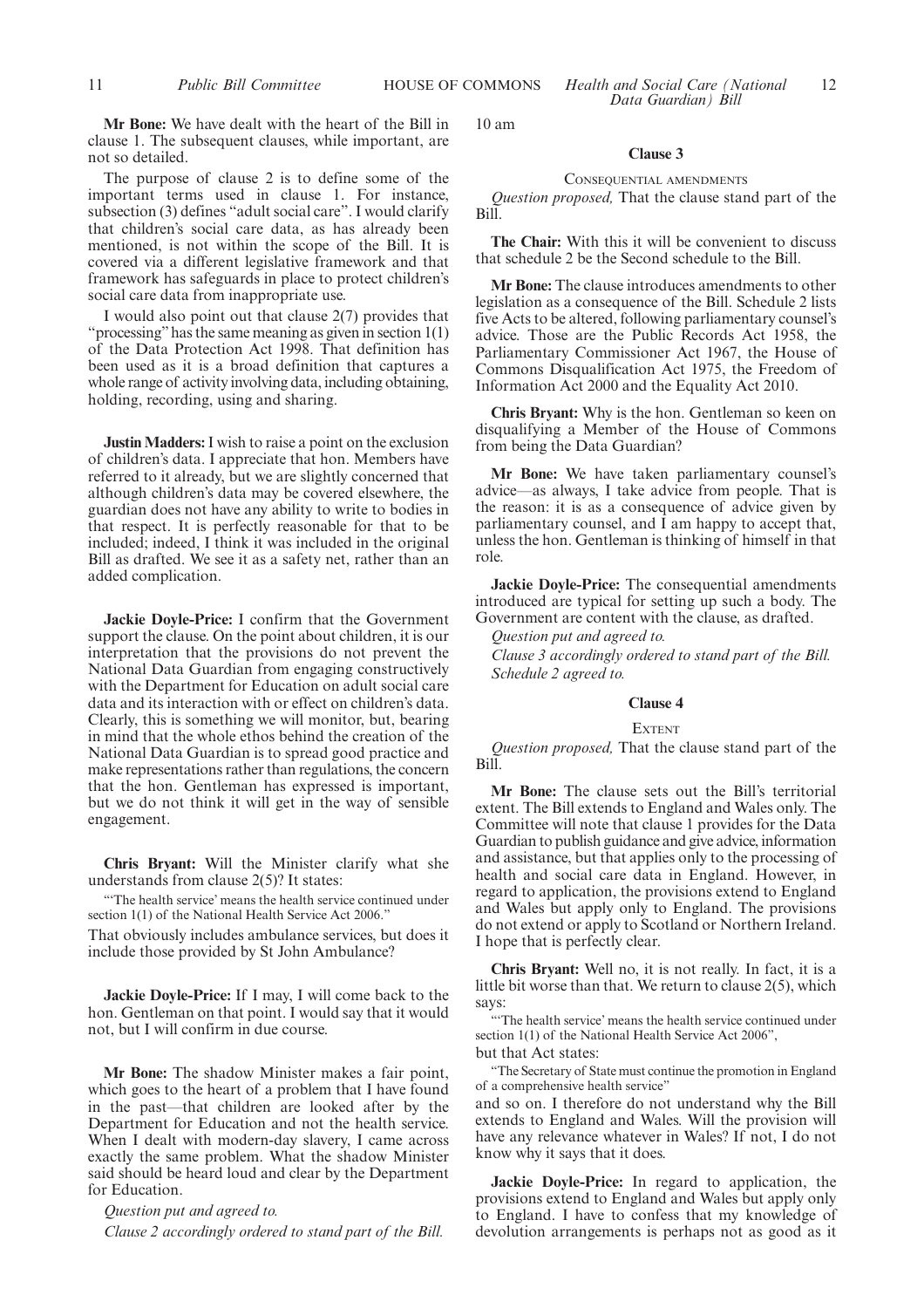**Mr Bone:** We have dealt with the heart of the Bill in clause 1. The subsequent clauses, while important, are not so detailed.

The purpose of clause 2 is to define some of the important terms used in clause 1. For instance, subsection (3) defines "adult social care". I would clarify that children's social care data, as has already been mentioned, is not within the scope of the Bill. It is covered via a different legislative framework and that framework has safeguards in place to protect children's social care data from inappropriate use.

I would also point out that clause 2(7) provides that "processing" has the same meaning as given in section 1(1) of the Data Protection Act 1998. That definition has been used as it is a broad definition that captures a whole range of activity involving data, including obtaining, holding, recording, using and sharing.

**Justin Madders:** I wish to raise a point on the exclusion of children's data. I appreciate that hon. Members have referred to it already, but we are slightly concerned that although children's data may be covered elsewhere, the guardian does not have any ability to write to bodies in that respect. It is perfectly reasonable for that to be included; indeed, I think it was included in the original Bill as drafted. We see it as a safety net, rather than an added complication.

**Jackie Doyle-Price:** I confirm that the Government support the clause. On the point about children, it is our interpretation that the provisions do not prevent the National Data Guardian from engaging constructively with the Department for Education on adult social care data and its interaction with or effect on children's data. Clearly, this is something we will monitor, but, bearing in mind that the whole ethos behind the creation of the National Data Guardian is to spread good practice and make representations rather than regulations, the concern that the hon. Gentleman has expressed is important, but we do not think it will get in the way of sensible engagement.

**Chris Bryant:** Will the Minister clarify what she understands from clause 2(5)? It states:

> "'The health service' means the health service continued under section 1(1) of the National Health Service Act 2006."

That obviously includes ambulance services, but does it include those provided by St John Ambulance?

**Jackie Doyle-Price:** If I may, I will come back to the hon. Gentleman on that point. I would say that it would not, but I will confirm in due course.

**Mr Bone:** The shadow Minister makes a fair point, which goes to the heart of a problem that I have found in the past—that children are looked after by the Department for Education and not the health service. When I dealt with modern-day slavery, I came across exactly the same problem. What the shadow Minister said should be heard loud and clear by the Department for Education.

*Question put and agreed to.*

*Clause 2 accordingly ordered to stand part of the Bill.*

10 am

### Clause 3

Consequential amendments

*Question proposed,* That the clause stand part of the Bill.

**The Chair:** With this it will be convenient to discuss that schedule 2 be the Second schedule to the Bill.

**Mr Bone:** The clause introduces amendments to other legislation as a consequence of the Bill. Schedule 2 lists five Acts to be altered, following parliamentary counsel's advice. Those are the Public Records Act 1958, the Parliamentary Commissioner Act 1967, the House of Commons Disqualification Act 1975, the Freedom of Information Act 2000 and the Equality Act 2010.

**Chris Bryant:** Why is the hon. Gentleman so keen on disqualifying a Member of the House of Commons from being the Data Guardian?

**Mr Bone:** We have taken parliamentary counsel's advice—as always, I take advice from people. That is the reason: it is as a consequence of advice given by parliamentary counsel, and I am happy to accept that, unless the hon. Gentleman is thinking of himself in that role.

**Jackie Doyle-Price:** The consequential amendments introduced are typical for setting up such a body. The Government are content with the clause, as drafted.

*Question put and agreed to.*

*Clause 3 accordingly ordered to stand part of the Bill.*

*Schedule 2 agreed to.*

### Clause 4

Extent

*Question proposed,* That the clause stand part of the Bill.

**Mr Bone:** The clause sets out the Bill's territorial extent. The Bill extends to England and Wales only. The Committee will note that clause 1 provides for the Data Guardian to publish guidance and give advice, information and assistance, but that applies only to the processing of health and social care data in England. However, in regard to application, the provisions extend to England and Wales but apply only to England. The provisions do not extend or apply to Scotland or Northern Ireland. I hope that is perfectly clear.

**Chris Bryant:** Well no, it is not really. In fact, it is a little bit worse than that. We return to clause 2(5), which says:

> "'The health service' means the health service continued under section 1(1) of the National Health Service Act 2006",

but that Act states:

> "The Secretary of State must continue the promotion in England of a comprehensive health service"

and so on. I therefore do not understand why the Bill extends to England and Wales. Will the provision will have any relevance whatever in Wales? If not, I do not know why it says that it does.

**Jackie Doyle-Price:** In regard to application, the provisions extend to England and Wales but apply only to England. I have to confess that my knowledge of devolution arrangements is perhaps not as good as it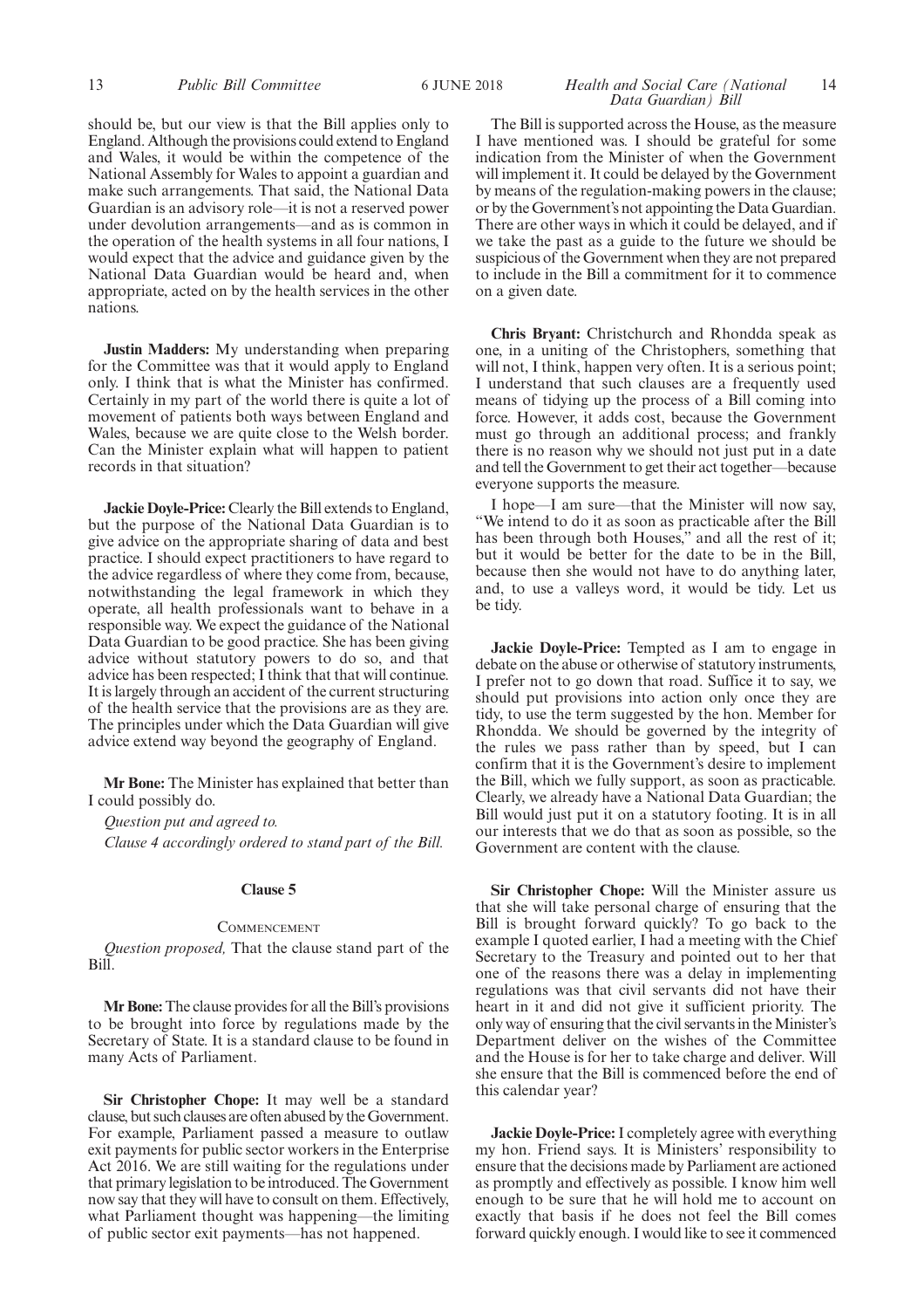should be, but our view is that the Bill applies only to England. Although the provisions could extend to England and Wales, it would be within the competence of the National Assembly for Wales to appoint a guardian and make such arrangements. That said, the National Data Guardian is an advisory role—it is not a reserved power under devolution arrangements—and as is common in the operation of the health systems in all four nations, I would expect that the advice and guidance given by the National Data Guardian would be heard and, when appropriate, acted on by the health services in the other nations.

**Justin Madders:** My understanding when preparing for the Committee was that it would apply to England only. I think that is what the Minister has confirmed. Certainly in my part of the world there is quite a lot of movement of patients both ways between England and Wales, because we are quite close to the Welsh border. Can the Minister explain what will happen to patient records in that situation?

**Jackie Doyle-Price:** Clearly the Bill extends to England, but the purpose of the National Data Guardian is to give advice on the appropriate sharing of data and best practice. I should expect practitioners to have regard to the advice regardless of where they come from, because, notwithstanding the legal framework in which they operate, all health professionals want to behave in a responsible way. We expect the guidance of the National Data Guardian to be good practice. She has been giving advice without statutory powers to do so, and that advice has been respected; I think that that will continue. It is largely through an accident of the current structuring of the health service that the provisions are as they are. The principles under which the Data Guardian will give advice extend way beyond the geography of England.

**Mr Bone:** The Minister has explained that better than I could possibly do.

*Question put and agreed to.*

*Clause 4 accordingly ordered to stand part of the Bill.*

### Clause 5

COMMENCEMENT

*Question proposed,* That the clause stand part of the Bill.

**Mr Bone:** The clause provides for all the Bill's provisions to be brought into force by regulations made by the Secretary of State. It is a standard clause to be found in many Acts of Parliament.

**Sir Christopher Chope:** It may well be a standard clause, but such clauses are often abused by the Government. For example, Parliament passed a measure to outlaw exit payments for public sector workers in the Enterprise Act 2016. We are still waiting for the regulations under that primary legislation to be introduced. The Government now say that they will have to consult on them. Effectively, what Parliament thought was happening—the limiting of public sector exit payments—has not happened.

The Bill is supported across the House, as the measure I have mentioned was. I should be grateful for some indication from the Minister of when the Government will implement it. It could be delayed by the Government by means of the regulation-making powers in the clause; or by the Government's not appointing the Data Guardian. There are other ways in which it could be delayed, and if we take the past as a guide to the future we should be suspicious of the Government when they are not prepared to include in the Bill a commitment for it to commence on a given date.

**Chris Bryant:** Christchurch and Rhondda speak as one, in a uniting of the Christophers, something that will not, I think, happen very often. It is a serious point; I understand that such clauses are a frequently used means of tidying up the process of a Bill coming into force. However, it adds cost, because the Government must go through an additional process; and frankly there is no reason why we should not just put in a date and tell the Government to get their act together—because everyone supports the measure.

I hope—I am sure—that the Minister will now say, "We intend to do it as soon as practicable after the Bill has been through both Houses," and all the rest of it; but it would be better for the date to be in the Bill, because then she would not have to do anything later, and, to use a valleys word, it would be tidy. Let us be tidy.

**Jackie Doyle-Price:** Tempted as I am to engage in debate on the abuse or otherwise of statutory instruments, I prefer not to go down that road. Suffice it to say, we should put provisions into action only once they are tidy, to use the term suggested by the hon. Member for Rhondda. We should be governed by the integrity of the rules we pass rather than by speed, but I can confirm that it is the Government's desire to implement the Bill, which we fully support, as soon as practicable. Clearly, we already have a National Data Guardian; the Bill would just put it on a statutory footing. It is in all our interests that we do that as soon as possible, so the Government are content with the clause.

**Sir Christopher Chope:** Will the Minister assure us that she will take personal charge of ensuring that the Bill is brought forward quickly? To go back to the example I quoted earlier, I had a meeting with the Chief Secretary to the Treasury and pointed out to her that one of the reasons there was a delay in implementing regulations was that civil servants did not have their heart in it and did not give it sufficient priority. The only way of ensuring that the civil servants in the Minister's Department deliver on the wishes of the Committee and the House is for her to take charge and deliver. Will she ensure that the Bill is commenced before the end of this calendar year?

**Jackie Doyle-Price:** I completely agree with everything my hon. Friend says. It is Ministers' responsibility to ensure that the decisions made by Parliament are actioned as promptly and effectively as possible. I know him well enough to be sure that he will hold me to account on exactly that basis if he does not feel the Bill comes forward quickly enough. I would like to see it commenced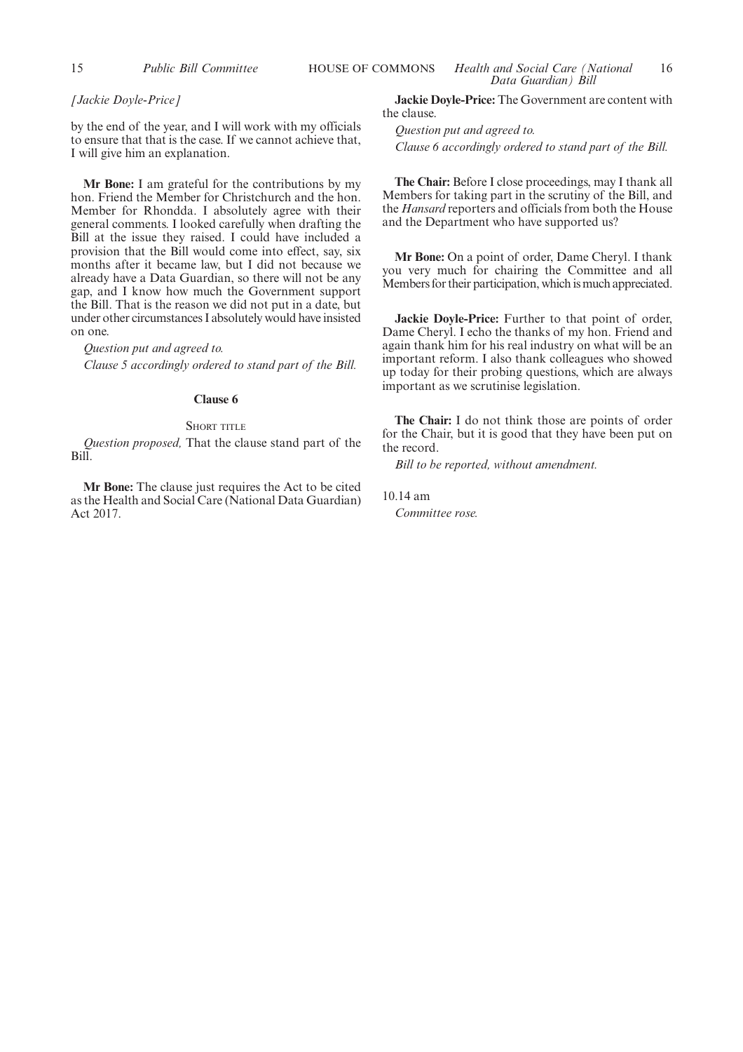*[Jackie Doyle-Price]*

by the end of the year, and I will work with my officials to ensure that that is the case. If we cannot achieve that, I will give him an explanation.

**Mr Bone:** I am grateful for the contributions by my hon. Friend the Member for Christchurch and the hon. Member for Rhondda. I absolutely agree with their general comments. I looked carefully when drafting the Bill at the issue they raised. I could have included a provision that the Bill would come into effect, say, six months after it became law, but I did not because we already have a Data Guardian, so there will not be any gap, and I know how much the Government support the Bill. That is the reason we did not put in a date, but under other circumstances I absolutely would have insisted on one.

*Question put and agreed to.*

*Clause 5 accordingly ordered to stand part of the Bill.*

**Clause 6**

SHORT TITLE

*Question proposed,* That the clause stand part of the Bill.

**Mr Bone:** The clause just requires the Act to be cited as the Health and Social Care (National Data Guardian) Act 2017.

**Jackie Doyle-Price:** The Government are content with the clause.

*Question put and agreed to.*

*Clause 6 accordingly ordered to stand part of the Bill.*

**The Chair:** Before I close proceedings, may I thank all Members for taking part in the scrutiny of the Bill, and the *Hansard* reporters and officials from both the House and the Department who have supported us?

**Mr Bone:** On a point of order, Dame Cheryl. I thank you very much for chairing the Committee and all Members for their participation, which is much appreciated.

**Jackie Doyle-Price:** Further to that point of order, Dame Cheryl. I echo the thanks of my hon. Friend and again thank him for his real industry on what will be an important reform. I also thank colleagues who showed up today for their probing questions, which are always important as we scrutinise legislation.

**The Chair:** I do not think those are points of order for the Chair, but it is good that they have been put on the record.

*Bill to be reported, without amendment.*

10.14 am

*Committee rose.*